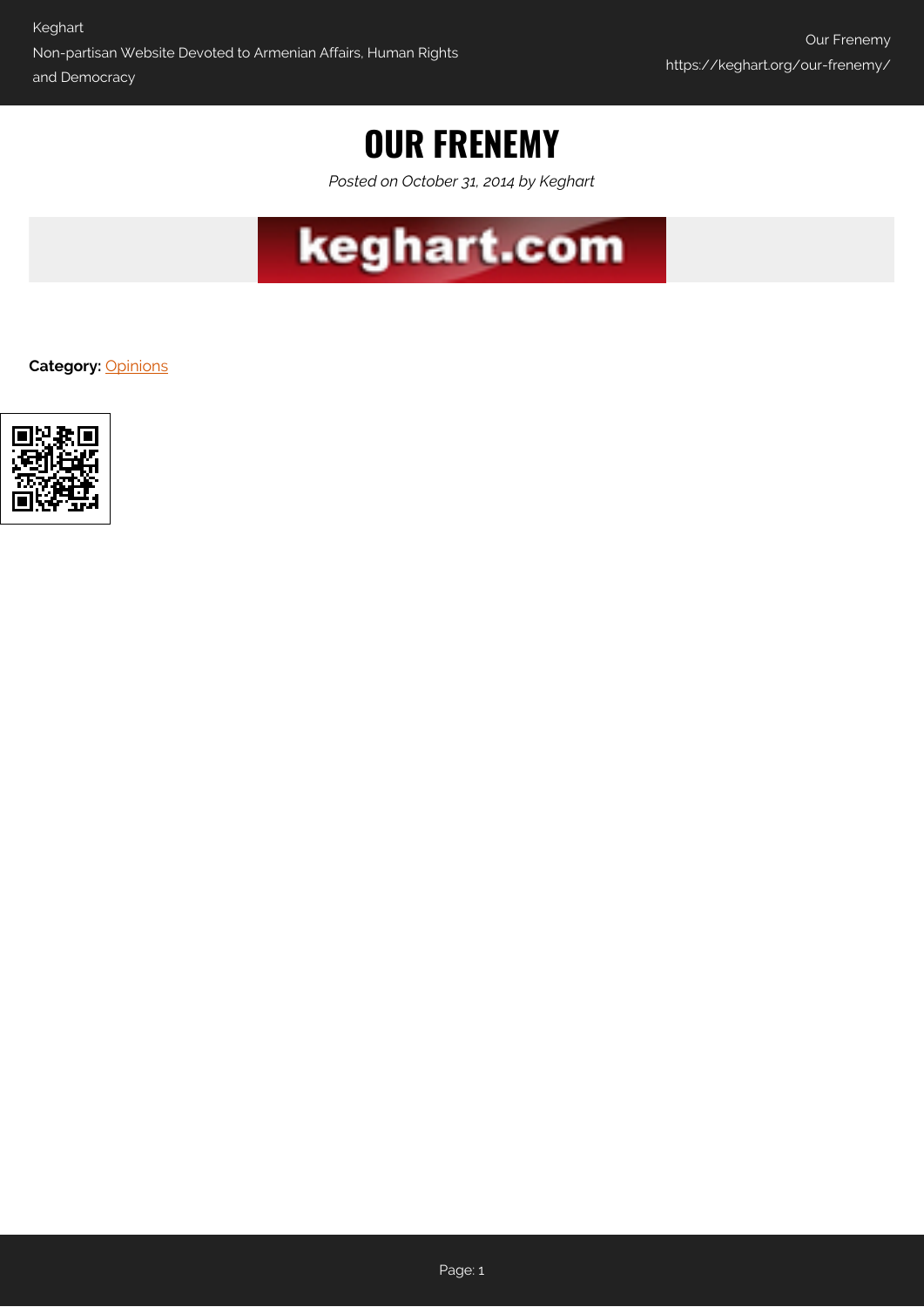# OUR FRENEMY

*Posted on October 31, 2014 by Keghart*

**Category:** Opinions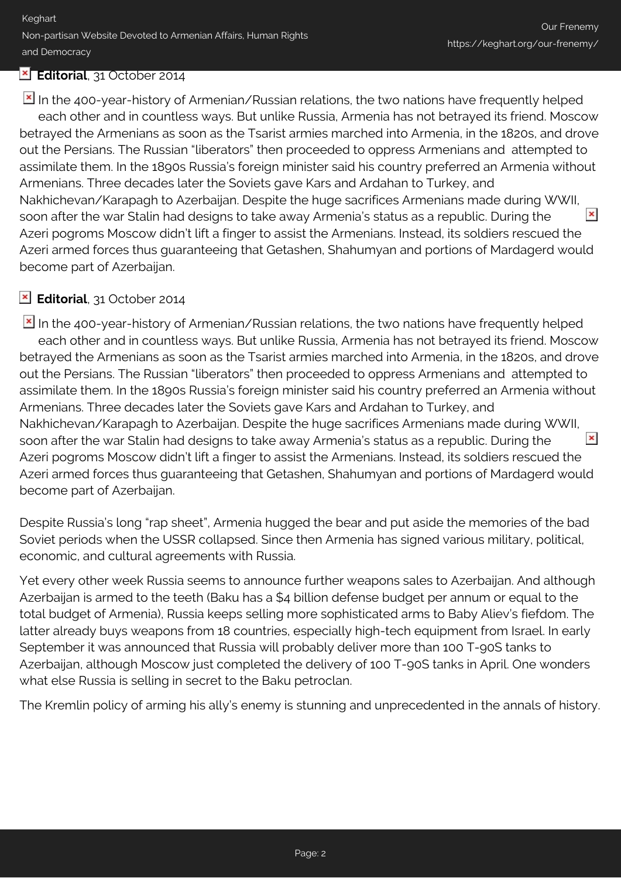**Editorial**, 31 October 2014

In the 400-year-history of Armenian/Russian relations, the two nations have frequently helped each other and in countless ways. But unlike Russia, Armenia has not betrayed its friend. Moscow betrayed the Armenians as soon as the Tsarist armies marched into Armenia, in the 1820s, and drove out the Persians. The Russian "liberators" then proceeded to oppress Armenians and attempted to assimilate them. In the 1890s Russia's foreign minister said his country preferred an Armenia without Armenians. Three decades later the Soviets gave Kars and Ardahan to Turkey, and Nakhichevan/Karapagh to Azerbaijan. Despite the huge sacrifices Armenians made during WWII, soon after the war Stalin had designs to take away Armenia's status as a republic. During the Azeri pogroms Moscow didn't lift a finger to assist the Armenians. Instead, its soldiers rescued the Azeri armed forces thus guaranteeing that Getashen, Shahumyan and portions of Mardagerd would become part of Azerbaijan.

**Editorial**, 31 October 2014

In the 400-year-history of Armenian/Russian relations, the two nations have frequently helped each other and in countless ways. But unlike Russia, Armenia has not betrayed its friend. Moscow betrayed the Armenians as soon as the Tsarist armies marched into Armenia, in the 1820s, and drove out the Persians. The Russian "liberators" then proceeded to oppress Armenians and attempted to assimilate them. In the 1890s Russia's foreign minister said his country preferred an Armenia without Armenians. Three decades later the Soviets gave Kars and Ardahan to Turkey, and Nakhichevan/Karapagh to Azerbaijan. Despite the huge sacrifices Armenians made during WWII, soon after the war Stalin had designs to take away Armenia's status as a republic. During the Azeri pogroms Moscow didn't lift a finger to assist the Armenians. Instead, its soldiers rescued the Azeri armed forces thus guaranteeing that Getashen, Shahumyan and portions of Mardagerd would become part of Azerbaijan.

Despite Russia's long "rap sheet", Armenia hugged the bear and put aside the memories of the bad Soviet periods when the USSR collapsed. Since then Armenia has signed various military, political, economic, and cultural agreements with Russia.

Yet every other week Russia seems to announce further weapons sales to Azerbaijan. And although Azerbaijan is armed to the teeth (Baku has a $4 billion defense budget per annum or equal to the total budget of Armenia), Russia keeps selling more sophisticated arms to Baby Aliev's fiefdom. The latter already buys weapons from 18 countries, especially high-tech equipment from Israel. In early September it was announced that Russia will probably deliver more than 100 T-90S tanks to Azerbaijan, although Moscow just completed the delivery of 100 T-90S tanks in April. One wonders what else Russia is selling in secret to the Baku petroclan.

The Kremlin policy of arming his ally's enemy is stunning and unprecedented in the annals of history.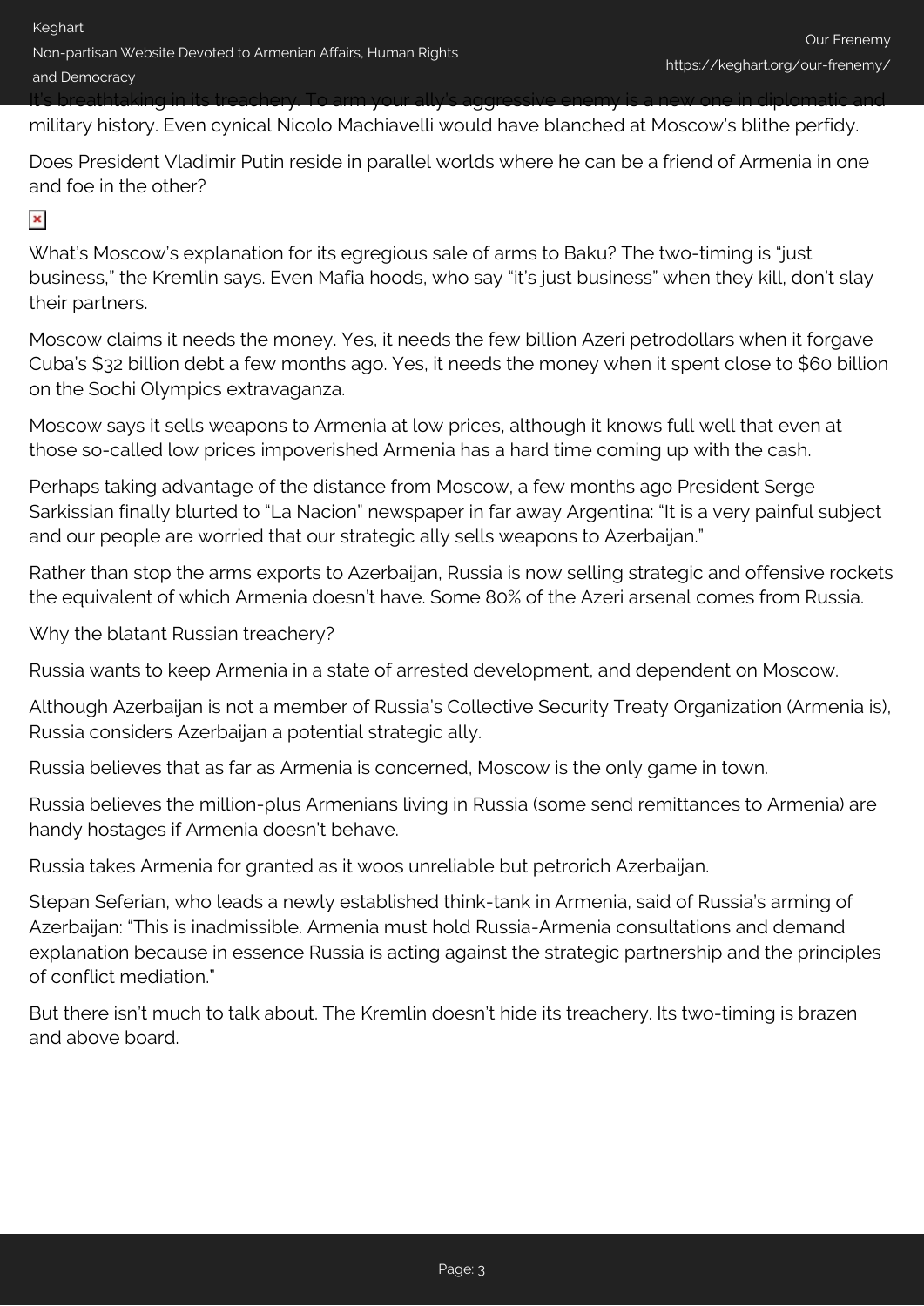It's breathtaking in its treachery. To arm your ally's aggressive enemy is a new one in diplomatic and military history. Even cynical Nicolo Machiavelli would have blanched at Moscow's blithe perfidy.

Does President Vladimir Putin reside in parallel worlds where he can be a friend of Armenia in one and foe in the other?

What's Moscow's explanation for its egregious sale of arms to Baku? The two-timing is "just business," the Kremlin says. Even Mafia hoods, who say "it's just business" when they kill, don't slay their partners.

Moscow claims it needs the money. Yes, it needs the few billion Azeri petrodollars when it forgave Cuba's $32 billion debt a few months ago. Yes, it needs the money when it spent close to $60 billion on the Sochi Olympics extravaganza.

Moscow says it sells weapons to Armenia at low prices, although it knows full well that even at those so-called low prices impoverished Armenia has a hard time coming up with the cash.

Perhaps taking advantage of the distance from Moscow, a few months ago President Serge Sarkissian finally blurted to "La Nacion" newspaper in far away Argentina: "It is a very painful subject and our people are worried that our strategic ally sells weapons to Azerbaijan."

Rather than stop the arms exports to Azerbaijan, Russia is now selling strategic and offensive rockets the equivalent of which Armenia doesn't have. Some 80% of the Azeri arsenal comes from Russia.

Why the blatant Russian treachery?

Russia wants to keep Armenia in a state of arrested development, and dependent on Moscow.

Although Azerbaijan is not a member of Russia's Collective Security Treaty Organization (Armenia is), Russia considers Azerbaijan a potential strategic ally.

Russia believes that as far as Armenia is concerned, Moscow is the only game in town.

Russia believes the million-plus Armenians living in Russia (some send remittances to Armenia) are handy hostages if Armenia doesn't behave.

Russia takes Armenia for granted as it woos unreliable but petrorich Azerbaijan.

Stepan Seferian, who leads a newly established think-tank in Armenia, said of Russia's arming of Azerbaijan: "This is inadmissible. Armenia must hold Russia-Armenia consultations and demand explanation because in essence Russia is acting against the strategic partnership and the principles of conflict mediation."

But there isn't much to talk about. The Kremlin doesn't hide its treachery. Its two-timing is brazen and above board.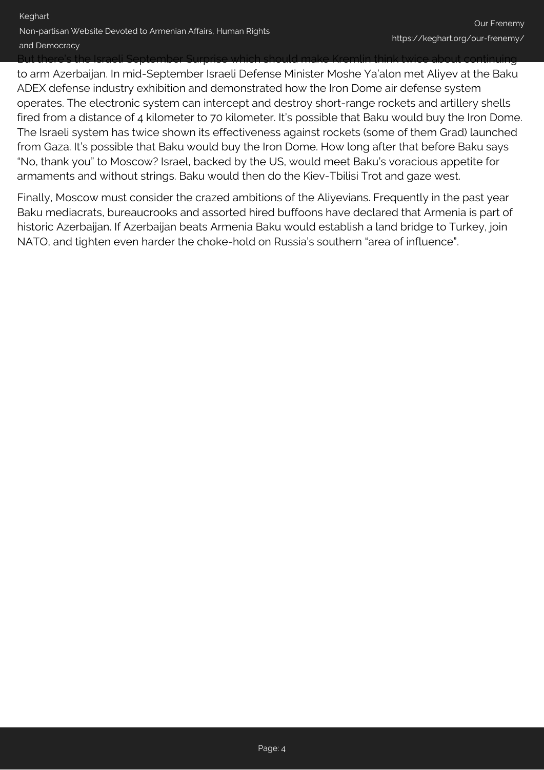But there's the Israeli September Surprise which should make Kremlin think twice about continuing to arm Azerbaijan. In mid-September Israeli Defense Minister Moshe Ya'alon met Aliyev at the Baku ADEX defense industry exhibition and demonstrated how the Iron Dome air defense system operates. The electronic system can intercept and destroy short-range rockets and artillery shells fired from a distance of 4 kilometer to 70 kilometer. It's possible that Baku would buy the Iron Dome. The Israeli system has twice shown its effectiveness against rockets (some of them Grad) launched from Gaza. It's possible that Baku would buy the Iron Dome. How long after that before Baku says "No, thank you" to Moscow? Israel, backed by the US, would meet Baku's voracious appetite for armaments and without strings. Baku would then do the Kiev-Tbilisi Trot and gaze west.

Finally, Moscow must consider the crazed ambitions of the Aliyevians. Frequently in the past year Baku mediacrats, bureaucrooks and assorted hired buffoons have declared that Armenia is part of historic Azerbaijan. If Azerbaijan beats Armenia Baku would establish a land bridge to Turkey, join NATO, and tighten even harder the choke-hold on Russia's southern "area of influence".